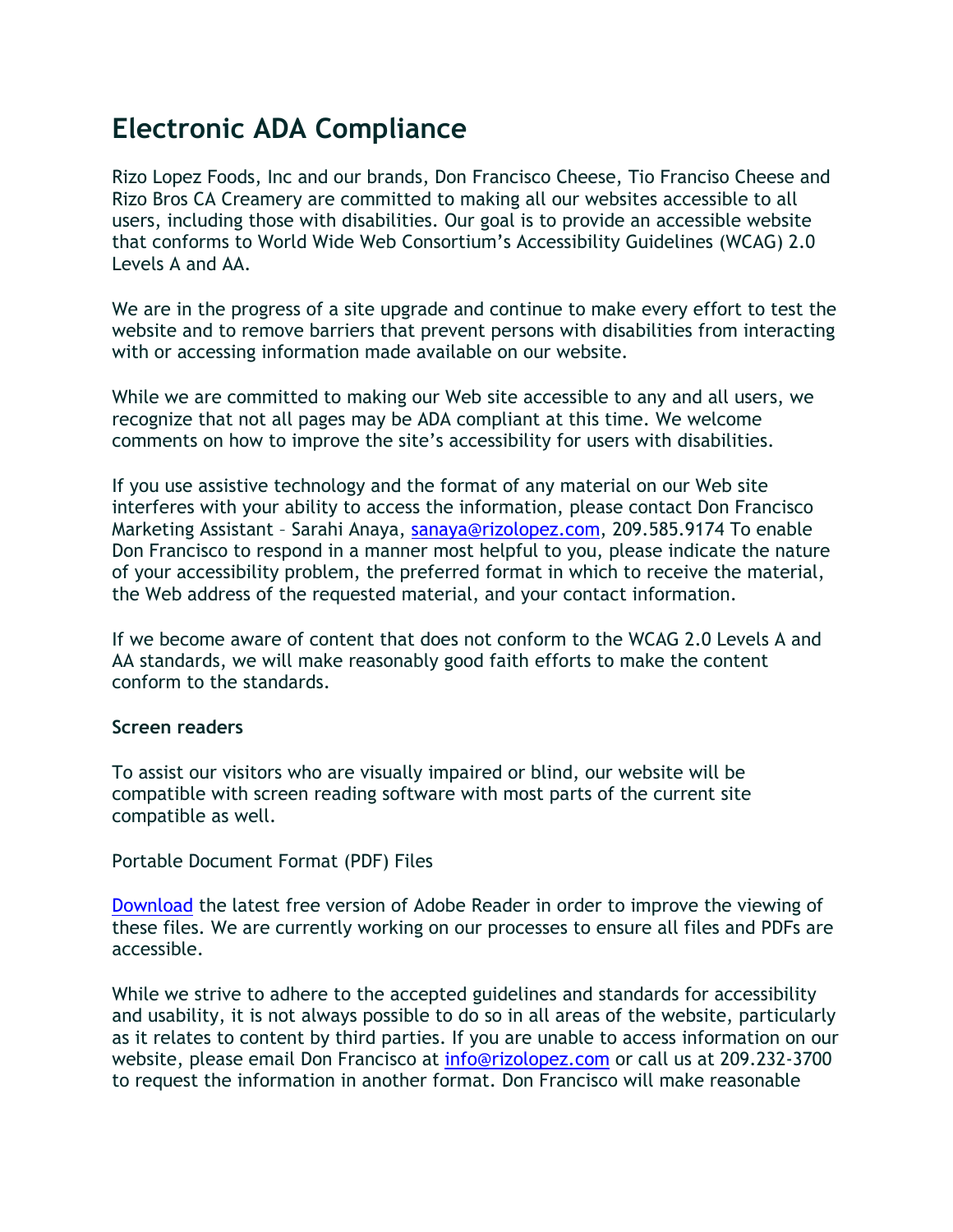# Electronic ADA Compliance

Rizo Lopez Foods, Inc and our brands, Don Francisco Cheese, Tio Franciso Cheese and Rizo Bros CA Creamery are committed to making all our websites accessible to all users, including those with disabilities. Our goal is to provide an accessible website that conforms to World Wide Web Consortium's Accessibility Guidelines (WCAG) 2.0 Levels A and AA.

We are in the progress of a site upgrade and continue to make every effort to test the website and to remove barriers that prevent persons with disabilities from interacting with or accessing information made available on our website.

While we are committed to making our Web site accessible to any and all users, we recognize that not all pages may be ADA compliant at this time. We welcome comments on how to improve the site's accessibility for users with disabilities.

If you use assistive technology and the format of any material on our Web site interferes with your ability to access the information, please contact Don Francisco Marketing Assistant – Sarahi Anaya, [sanaya@rizolopez.com](mailto:sanaya@rizolopez.com), 209.585.9174 To enable Don Francisco to respond in a manner most helpful to you, please indicate the nature of your accessibility problem, the preferred format in which to receive the material, the Web address of the requested material, and your contact information.

If we become aware of content that does not conform to the WCAG 2.0 Levels A and AA standards, we will make reasonably good faith efforts to make the content conform to the standards.

**Screen readers**

To assist our visitors who are visually impaired or blind, our website will be compatible with screen reading software with most parts of the current site compatible as well.

Portable Document Format (PDF) Files

Download the latest free version of Adobe Reader in order to improve the viewing of these files. We are currently working on our processes to ensure all files and PDFs are accessible.

While we strive to adhere to the accepted guidelines and standards for accessibility and usability, it is not always possible to do so in all areas of the website, particularly as it relates to content by third parties. If you are unable to access information on our website, please email Don Francisco at [info@rizolopez.com](mailto:info@rizolopez.com) or call us at 209.232-3700 to request the information in another format. Don Francisco will make reasonable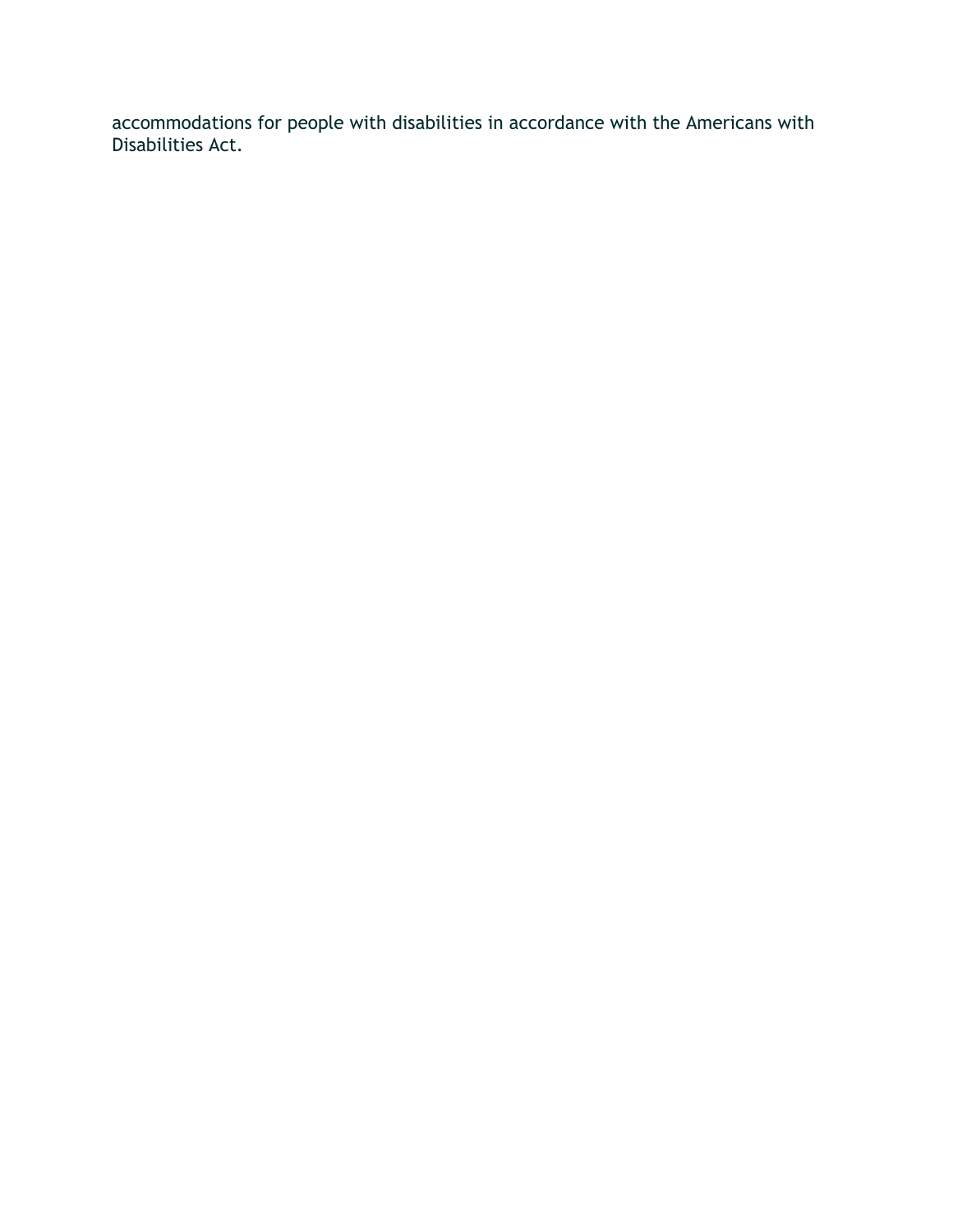accommodations for people with disabilities in accordance with the Americans with Disabilities Act.